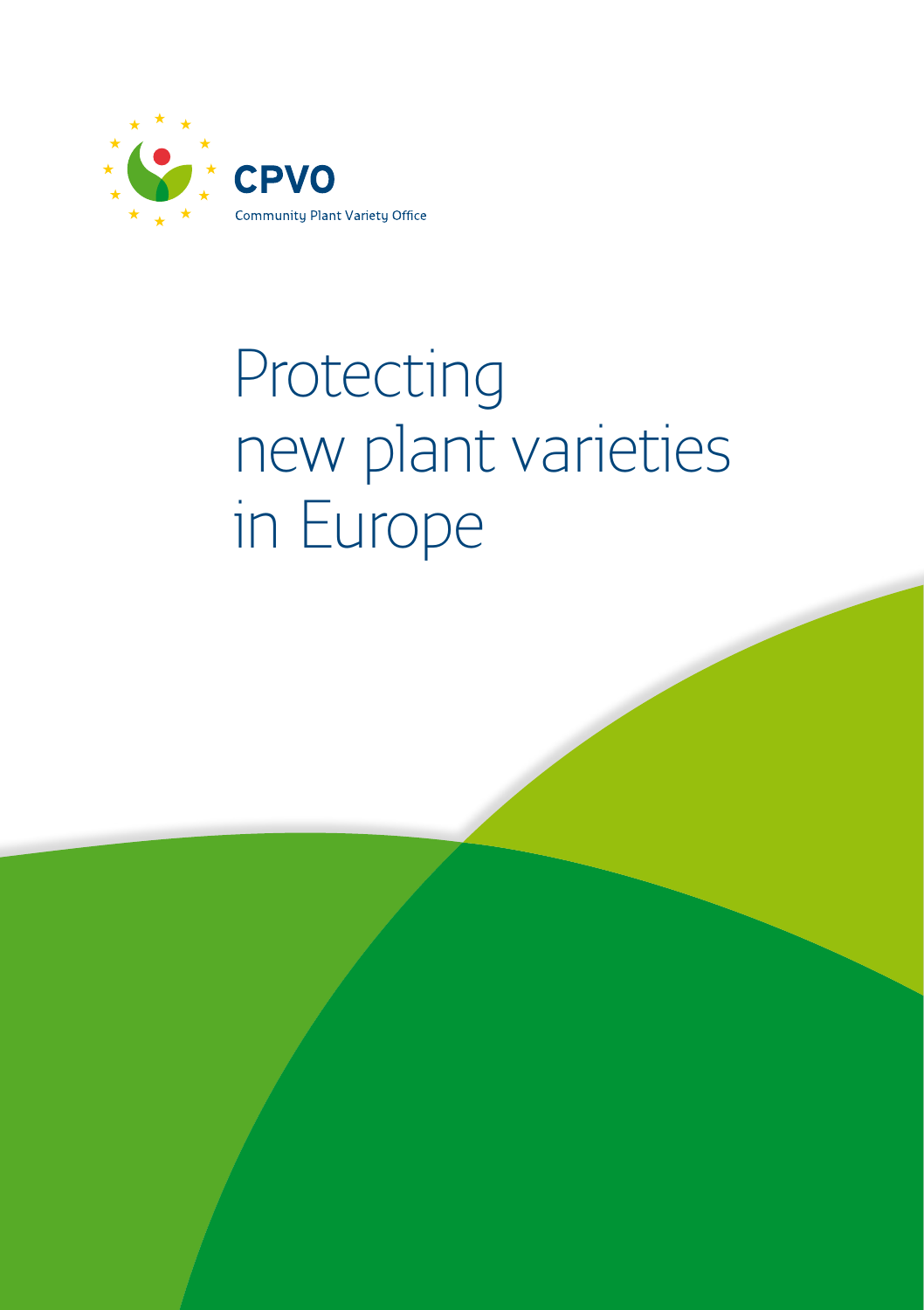CPVO

Community Plant Variety Office

# Protecting new plant varieties in Europe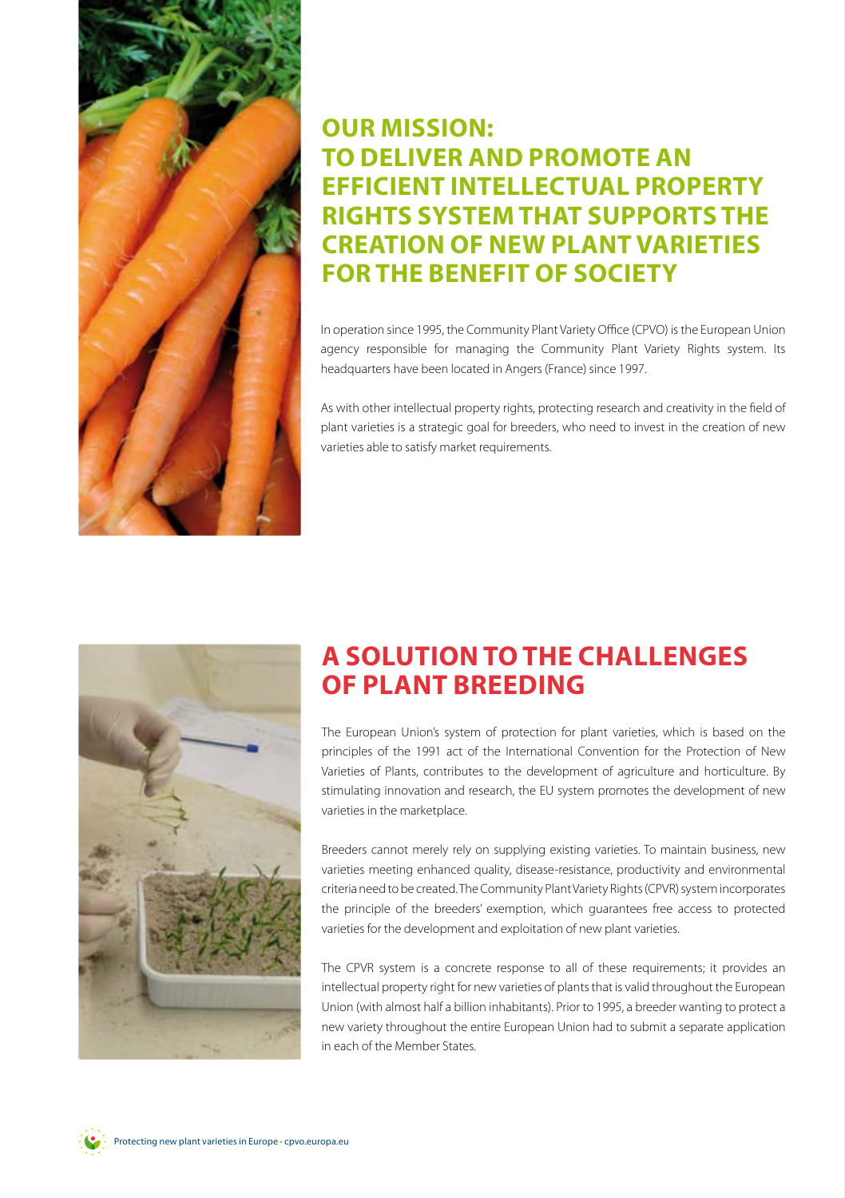## OUR MISSION: TO DELIVER AND PROMOTE AN EFFICIENT INTELLECTUAL PROPERTY RIGHTS SYSTEM THAT SUPPORTS THE CREATION OF NEW PLANT VARIETIES FOR THE BENEFIT OF SOCIETY

In operation since 1995, the Community Plant Variety Office (CPVO) is the European Union agency responsible for managing the Community Plant Variety Rights system. Its headquarters have been located in Angers (France) since 1997.

As with other intellectual property rights, protecting research and creativity in the field of plant varieties is a strategic goal for breeders, who need to invest in the creation of new varieties able to satisfy market requirements.

## A SOLUTION TO THE CHALLENGES OF PLANT BREEDING

The European Union's system of protection for plant varieties, which is based on the principles of the 1991 act of the International Convention for the Protection of New Varieties of Plants, contributes to the development of agriculture and horticulture. By stimulating innovation and research, the EU system promotes the development of new varieties in the marketplace.

Breeders cannot merely rely on supplying existing varieties. To maintain business, new varieties meeting enhanced quality, disease-resistance, productivity and environmental criteria need to be created. The Community Plant Variety Rights (CPVR) system incorporates the principle of the breeders' exemption, which guarantees free access to protected varieties for the development and exploitation of new plant varieties.

The CPVR system is a concrete response to all of these requirements; it provides an intellectual property right for new varieties of plants that is valid throughout the European Union (with almost half a billion inhabitants). Prior to 1995, a breeder wanting to protect a new variety throughout the entire European Union had to submit a separate application in each of the Member States.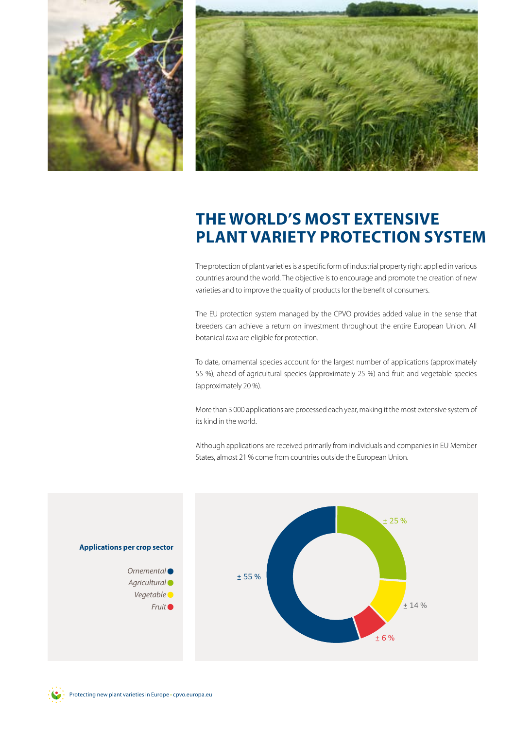# THE WORLD'S MOST EXTENSIVE PLANT VARIETY PROTECTION SYSTEM

The protection of plant varieties is a specific form of industrial property right applied in various countries around the world. The objective is to encourage and promote the creation of new varieties and to improve the quality of products for the benefit of consumers.

The EU protection system managed by the CPVO provides added value in the sense that breeders can achieve a return on investment throughout the entire European Union. All botanical *taxa* are eligible for protection.

To date, ornamental species account for the largest number of applications (approximately 55 %), ahead of agricultural species (approximately 25 %) and fruit and vegetable species (approximately 20 %).

More than 3 000 applications are processed each year, making it the most extensive system of its kind in the world.

Although applications are received primarily from individuals and companies in EU Member States, almost 21 % come from countries outside the European Union.

**Applications per crop sector**

| Crop sector | Share |
|---|---|
| *Ornemental* | ± 55 % |
| *Agricultural* | ± 25 % |
| *Vegetable* | ± 14 % |
| *Fruit* | ± 6 % |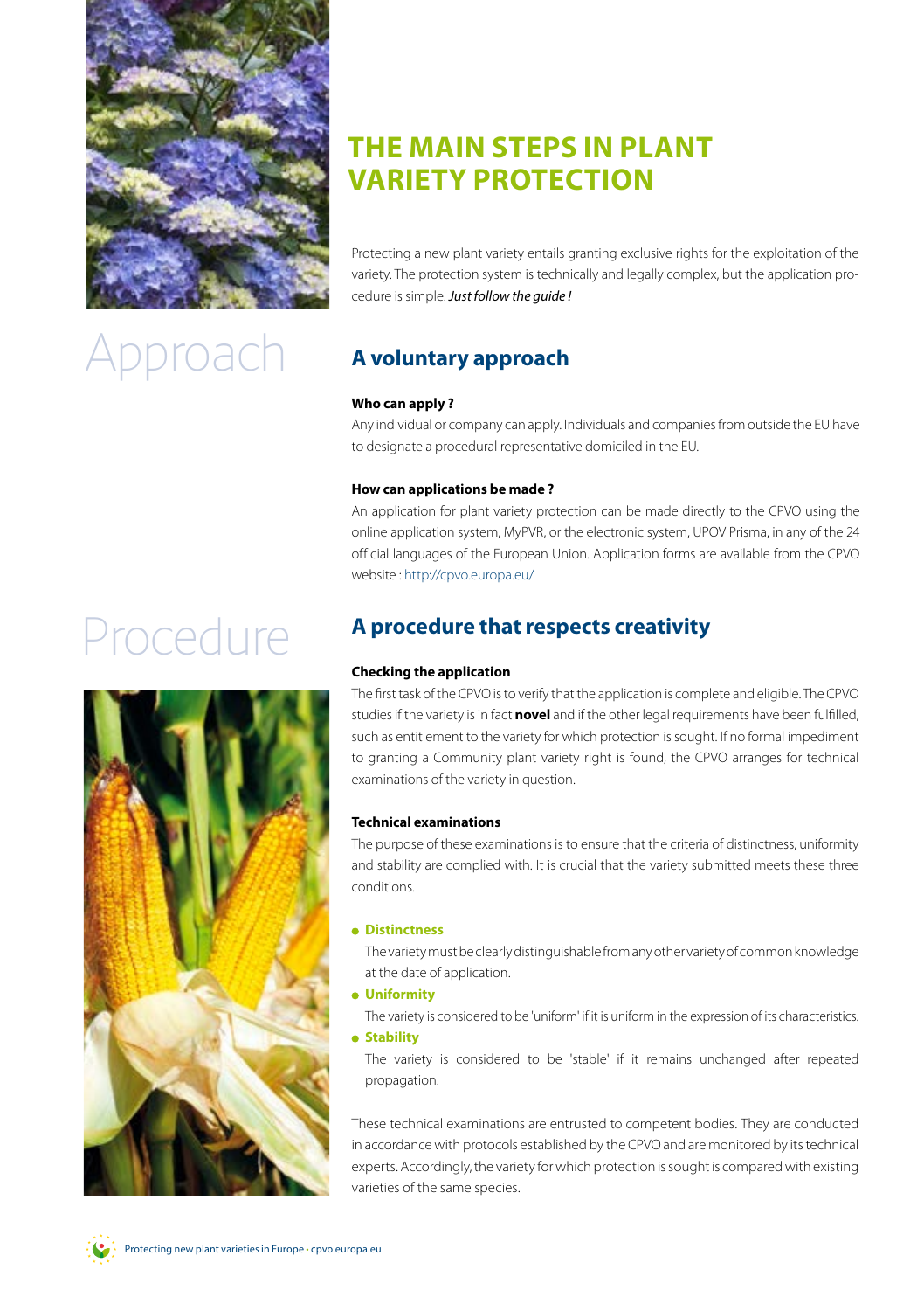# THE MAIN STEPS IN PLANT VARIETY PROTECTION

Protecting a new plant variety entails granting exclusive rights for the exploitation of the variety. The protection system is technically and legally complex, but the application procedure is simple. *Just follow the guide !*

Approach

## A voluntary approach

**Who can apply ?**

Any individual or company can apply. Individuals and companies from outside the EU have to designate a procedural representative domiciled in the EU.

**How can applications be made ?**

An application for plant variety protection can be made directly to the CPVO using the online application system, MyPVR, or the electronic system, UPOV Prisma, in any of the 24 official languages of the European Union. Application forms are available from the CPVO website : http://cpvo.europa.eu/

Procedure

## A procedure that respects creativity

**Checking the application**

The first task of the CPVO is to verify that the application is complete and eligible. The CPVO studies if the variety is in fact **novel** and if the other legal requirements have been fulfilled, such as entitlement to the variety for which protection is sought. If no formal impediment to granting a Community plant variety right is found, the CPVO arranges for technical examinations of the variety in question.

**Technical examinations**

The purpose of these examinations is to ensure that the criteria of distinctness, uniformity and stability are complied with. It is crucial that the variety submitted meets these three conditions.

- **Distinctness**

  The variety must be clearly distinguishable from any other variety of common knowledge at the date of application.
- **Uniformity**

  The variety is considered to be 'uniform' if it is uniform in the expression of its characteristics.
- **Stability**

  The variety is considered to be 'stable' if it remains unchanged after repeated propagation.

These technical examinations are entrusted to competent bodies. They are conducted in accordance with protocols established by the CPVO and are monitored by its technical experts. Accordingly, the variety for which protection is sought is compared with existing varieties of the same species.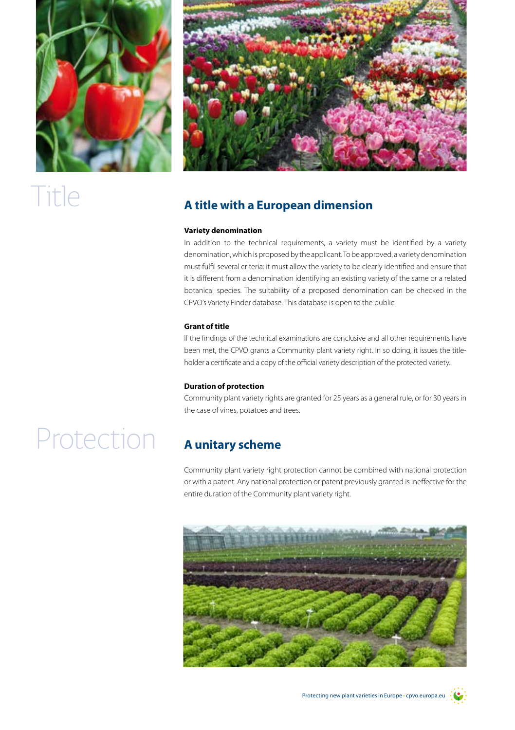# Title

## A title with a European dimension

### Variety denomination

In addition to the technical requirements, a variety must be identified by a variety denomination, which is proposed by the applicant. To be approved, a variety denomination must fulfil several criteria: it must allow the variety to be clearly identified and ensure that it is different from a denomination identifying an existing variety of the same or a related botanical species. The suitability of a proposed denomination can be checked in the CPVO's Variety Finder database. This database is open to the public.

### Grant of title

If the findings of the technical examinations are conclusive and all other requirements have been met, the CPVO grants a Community plant variety right. In so doing, it issues the title-holder a certificate and a copy of the official variety description of the protected variety.

### Duration of protection

Community plant variety rights are granted for 25 years as a general rule, or for 30 years in the case of vines, potatoes and trees.

# Protection

## A unitary scheme

Community plant variety right protection cannot be combined with national protection or with a patent. Any national protection or patent previously granted is ineffective for the entire duration of the Community plant variety right.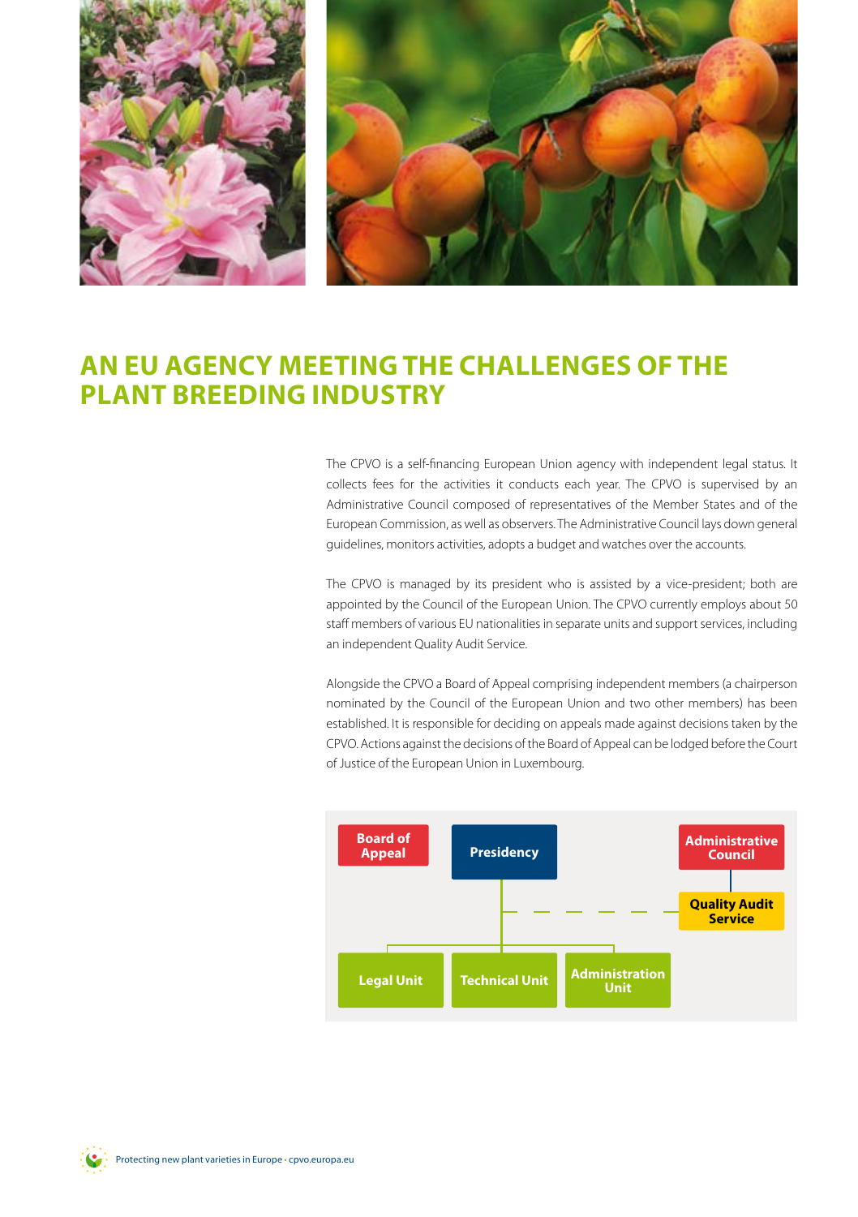# AN EU AGENCY MEETING THE CHALLENGES OF THE PLANT BREEDING INDUSTRY

The CPVO is a self-financing European Union agency with independent legal status. It collects fees for the activities it conducts each year. The CPVO is supervised by an Administrative Council composed of representatives of the Member States and of the European Commission, as well as observers. The Administrative Council lays down general guidelines, monitors activities, adopts a budget and watches over the accounts.

The CPVO is managed by its president who is assisted by a vice-president; both are appointed by the Council of the European Union. The CPVO currently employs about 50 staff members of various EU nationalities in separate units and support services, including an independent Quality Audit Service.

Alongside the CPVO a Board of Appeal comprising independent members (a chairperson nominated by the Council of the European Union and two other members) has been established. It is responsible for deciding on appeals made against decisions taken by the CPVO. Actions against the decisions of the Board of Appeal can be lodged before the Court of Justice of the European Union in Luxembourg.

Board of Appeal

Presidency

Administrative Council

Quality Audit Service

Legal Unit

Technical Unit

Administration Unit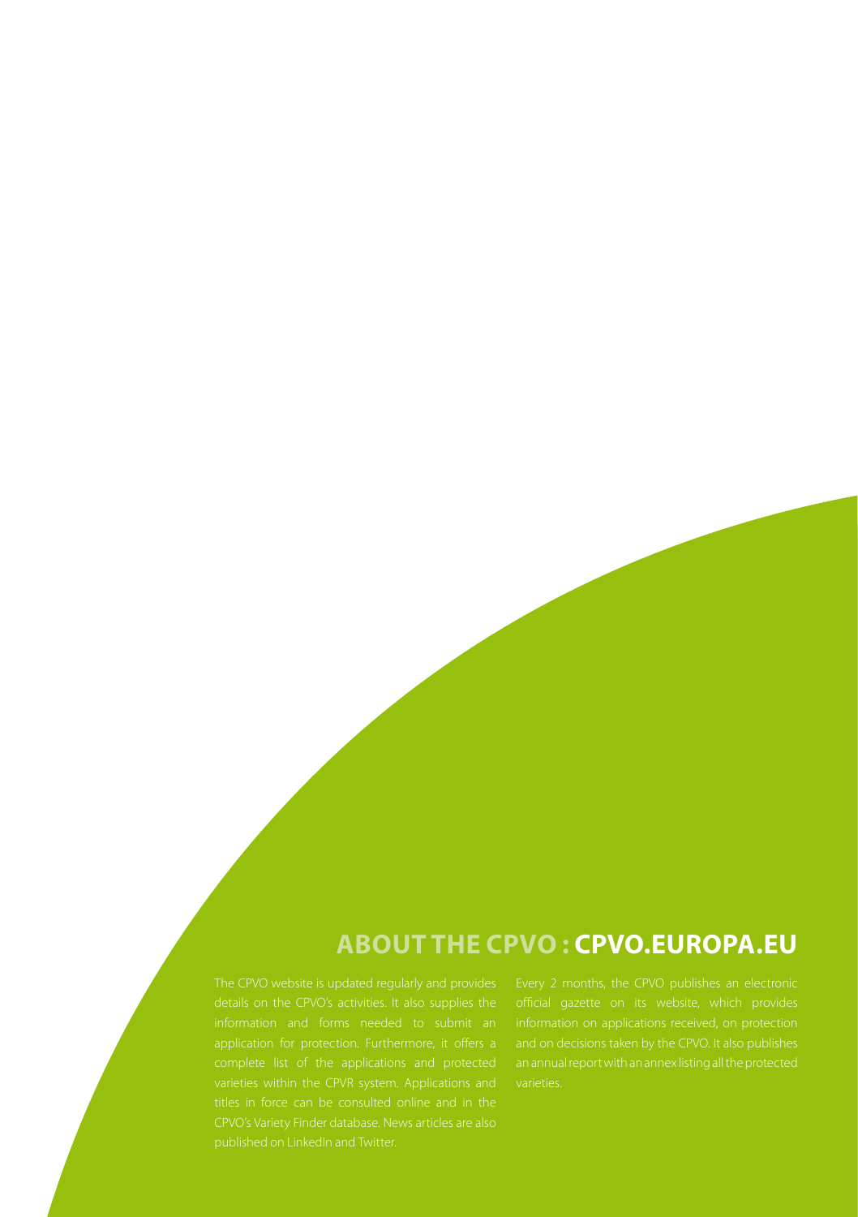## ABOUT THE CPVO : CPVO.EUROPA.EU

The CPVO website is updated regularly and provides details on the CPVO's activities. It also supplies the information and forms needed to submit an application for protection. Furthermore, it offers a complete list of the applications and protected varieties within the CPVR system. Applications and titles in force can be consulted online and in the CPVO's Variety Finder database. News articles are also published on LinkedIn and Twitter.

Every 2 months, the CPVO publishes an electronic official gazette on its website, which provides information on applications received, on protection and on decisions taken by the CPVO. It also publishes an annual report with an annex listing all the protected varieties.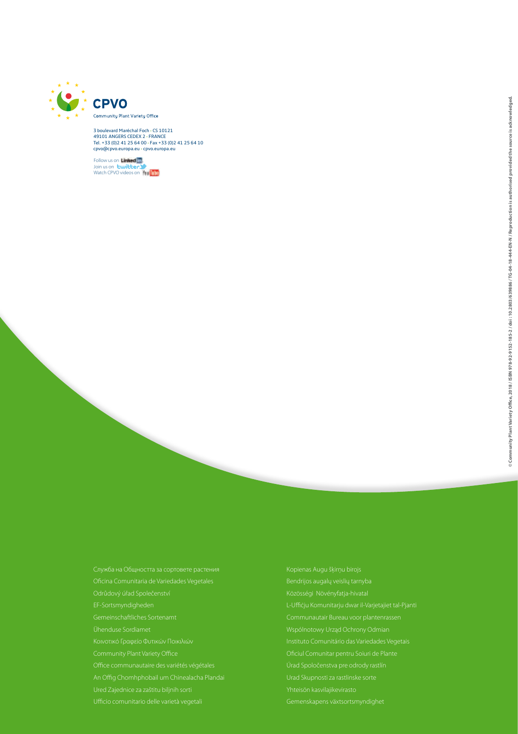**CPVO**

Community Plant Variety Office

3 boulevard Maréchal Foch · CS 10121
49101 ANGERS CEDEX 2 · FRANCE
Tel. +33 (0)2 41 25 64 00 · Fax +33 (0)2 41 25 64 10
cpvo@cpvo.europa.eu · cpvo.europa.eu

Follow us on LinkedIn
Join us on twitter
Watch CPVO videos on YouTube

© Community Plant Variety Office, 2018 / ISBN 978-92-9152-185-2 / doi : 10.2803/639886 / TG-04-18-444-EN-N / Reproduction is authorised provided the source is acknowledged.

Служба на Общността за сортовете растения
Oficina Comunitaria de Variedades Vegetales
Odrůdový úřad Společenství
EF-Sortsmyndigheden
Gemeinschaftliches Sortenamt
Ühenduse Sordiamet
Κοινοτικό Γραφείο Φυτικών Ποικιλιών
Community Plant Variety Office
Office communautaire des variétés végétales
An Oifig Chomhphobail um Chinealacha Plandaí
Ured Zajednice za zaštitu biljnih sorti
Ufficio comunitario delle varietà vegetali
Kopienas Augu šķirņu birojs
Bendrijos augalų veislių tarnyba
Közösségi Növényfajta-hivatal
L-Uffiċċju Komunitarju dwar il-Varjetajiet tal-Pjanti
Communautair Bureau voor plantenrassen
Wspólnotowy Urząd Ochrony Odmian
Instituto Comunitário das Variedades Vegetais
Oficiul Comunitar pentru Soiuri de Plante
Úrad Spoločenstva pre odrody rastlín
Urad Skupnosti za rastlinske sorte
Yhteisön kasvilajikevirasto
Gemenskapens växtsortsmyndighet